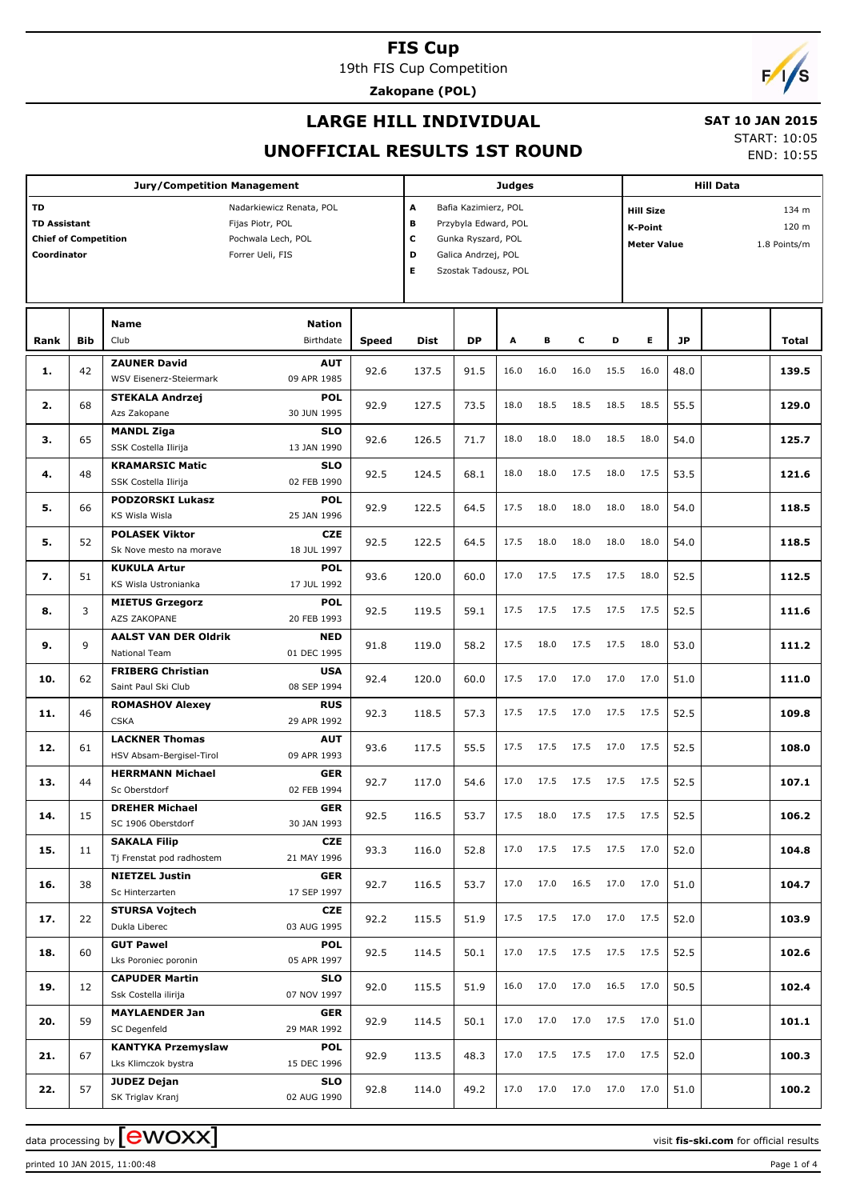# FIS Cup

19th FIS Cup Competition

**Zakopane (POL)**

## LARGE HILL INDIVIDUAL

**SAT 10 JAN 2015**

## UNOFFICIAL RESULTS 1ST ROUND

START: 10:05
END: 10:55

| Jury/Competition Management | | Judges | | Hill Data | |
|---|---|---|---|---|---|
| TD | Nadarkiewicz Renata, POL | A | Bafia Kazimierz, POL | Hill Size | 134 m |
| TD Assistant | Fijas Piotr, POL | B | Przybyla Edward, POL | K-Point | 120 m |
| Chief of Competition | Pochwala Lech, POL | C | Gunka Ryszard, POL | Meter Value | 1.8 Points/m |
| Coordinator | Forrer Ueli, FIS | D | Galica Andrzej, POL | | |
| | | E | Szostak Tadousz, POL | | |

| Rank | Bib | Name / Club | Nation / Birthdate | Speed | Dist | DP | A | B | C | D | E | JP | Total |
|---|---|---|---|---|---|---|---|---|---|---|---|---|---|
| 1. | 42 | **ZAUNER David** WSV Eisenerz-Steiermark | **AUT** 09 APR 1985 | 92.6 | 137.5 | 91.5 | 16.0 | 16.0 | 16.0 | 15.5 | 16.0 | 48.0 | **139.5** |
| 2. | 68 | **STEKALA Andrzej** Azs Zakopane | **POL** 30 JUN 1995 | 92.9 | 127.5 | 73.5 | 18.0 | 18.5 | 18.5 | 18.5 | 18.5 | 55.5 | **129.0** |
| 3. | 65 | **MANDL Ziga** SSK Costella Ilirija | **SLO** 13 JAN 1990 | 92.6 | 126.5 | 71.7 | 18.0 | 18.0 | 18.0 | 18.5 | 18.0 | 54.0 | **125.7** |
| 4. | 48 | **KRAMARSIC Matic** SSK Costella Ilirija | **SLO** 02 FEB 1990 | 92.5 | 124.5 | 68.1 | 18.0 | 18.0 | 17.5 | 18.0 | 17.5 | 53.5 | **121.6** |
| 5. | 66 | **PODZORSKI Lukasz** KS Wisla Wisla | **POL** 25 JAN 1996 | 92.9 | 122.5 | 64.5 | 17.5 | 18.0 | 18.0 | 18.0 | 18.0 | 54.0 | **118.5** |
| 5. | 52 | **POLASEK Viktor** Sk Nove mesto na morave | **CZE** 18 JUL 1997 | 92.5 | 122.5 | 64.5 | 17.5 | 18.0 | 18.0 | 18.0 | 18.0 | 54.0 | **118.5** |
| 7. | 51 | **KUKULA Artur** KS Wisla Ustronianka | **POL** 17 JUL 1992 | 93.6 | 120.0 | 60.0 | 17.0 | 17.5 | 17.5 | 17.5 | 18.0 | 52.5 | **112.5** |
| 8. | 3 | **MIETUS Grzegorz** AZS ZAKOPANE | **POL** 20 FEB 1993 | 92.5 | 119.5 | 59.1 | 17.5 | 17.5 | 17.5 | 17.5 | 17.5 | 52.5 | **111.6** |
| 9. | 9 | **AALST VAN DER Oldrik** National Team | **NED** 01 DEC 1995 | 91.8 | 119.0 | 58.2 | 17.5 | 18.0 | 17.5 | 17.5 | 18.0 | 53.0 | **111.2** |
| 10. | 62 | **FRIBERG Christian** Saint Paul Ski Club | **USA** 08 SEP 1994 | 92.4 | 120.0 | 60.0 | 17.5 | 17.0 | 17.0 | 17.0 | 17.0 | 51.0 | **111.0** |
| 11. | 46 | **ROMASHOV Alexey** CSKA | **RUS** 29 APR 1992 | 92.3 | 118.5 | 57.3 | 17.5 | 17.5 | 17.0 | 17.5 | 17.5 | 52.5 | **109.8** |
| 12. | 61 | **LACKNER Thomas** HSV Absam-Bergisel-Tirol | **AUT** 09 APR 1993 | 93.6 | 117.5 | 55.5 | 17.5 | 17.5 | 17.5 | 17.0 | 17.5 | 52.5 | **108.0** |
| 13. | 44 | **HERRMANN Michael** Sc Oberstdorf | **GER** 02 FEB 1994 | 92.7 | 117.0 | 54.6 | 17.0 | 17.5 | 17.5 | 17.5 | 17.5 | 52.5 | **107.1** |
| 14. | 15 | **DREHER Michael** SC 1906 Oberstdorf | **GER** 30 JAN 1993 | 92.5 | 116.5 | 53.7 | 17.5 | 18.0 | 17.5 | 17.5 | 17.5 | 52.5 | **106.2** |
| 15. | 11 | **SAKALA Filip** Tj Frenstat pod radhostem | **CZE** 21 MAY 1996 | 93.3 | 116.0 | 52.8 | 17.0 | 17.5 | 17.5 | 17.5 | 17.0 | 52.0 | **104.8** |
| 16. | 38 | **NIETZEL Justin** Sc Hinterzarten | **GER** 17 SEP 1997 | 92.7 | 116.5 | 53.7 | 17.0 | 17.0 | 16.5 | 17.0 | 17.0 | 51.0 | **104.7** |
| 17. | 22 | **STURSA Vojtech** Dukla Liberec | **CZE** 03 AUG 1995 | 92.2 | 115.5 | 51.9 | 17.5 | 17.5 | 17.0 | 17.0 | 17.5 | 52.0 | **103.9** |
| 18. | 60 | **GUT Pawel** Lks Poroniec poronin | **POL** 05 APR 1997 | 92.5 | 114.5 | 50.1 | 17.0 | 17.5 | 17.5 | 17.5 | 17.5 | 52.5 | **102.6** |
| 19. | 12 | **CAPUDER Martin** Ssk Costella ilirija | **SLO** 07 NOV 1997 | 92.0 | 115.5 | 51.9 | 16.0 | 17.0 | 17.0 | 16.5 | 17.0 | 50.5 | **102.4** |
| 20. | 59 | **MAYLAENDER Jan** SC Degenfeld | **GER** 29 MAR 1992 | 92.9 | 114.5 | 50.1 | 17.0 | 17.0 | 17.0 | 17.5 | 17.0 | 51.0 | **101.1** |
| 21. | 67 | **KANTYKA Przemyslaw** Lks Klimczok bystra | **POL** 15 DEC 1996 | 92.9 | 113.5 | 48.3 | 17.0 | 17.5 | 17.5 | 17.0 | 17.5 | 52.0 | **100.3** |
| 22. | 57 | **JUDEZ Dejan** SK Triglav Kranj | **SLO** 02 AUG 1990 | 92.8 | 114.0 | 49.2 | 17.0 | 17.0 | 17.0 | 17.0 | 17.0 | 51.0 | **100.2** |

data processing by [ewoxx] — visit **fis-ski.com** for official results

printed 10 JAN 2015, 11:00:48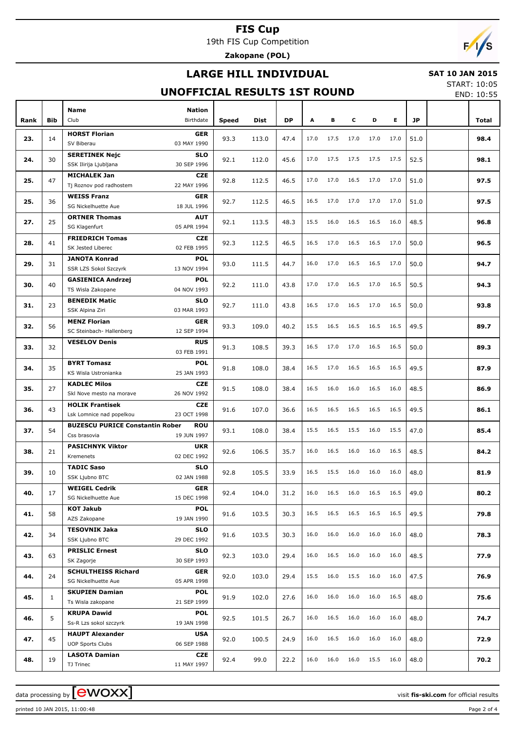# FIS Cup

19th FIS Cup Competition

**Zakopane (POL)**

## LARGE HILL INDIVIDUAL

**SAT 10 JAN 2015**

START: 10:05

END: 10:55

## UNOFFICIAL RESULTS 1ST ROUND

| Rank | Bib | Name / Club | Nation / Birthdate | Speed | Dist | DP | A | B | C | D | E | JP | | Total |
|---|---|---|---|---|---|---|---|---|---|---|---|---|---|---|
| 23. | 14 | **HORST Florian** SV Biberau | **GER** 03 MAY 1990 | 93.3 | 113.0 | 47.4 | 17.0 | 17.5 | 17.0 | 17.0 | 17.0 | 51.0 | | **98.4** |
| 24. | 30 | **SERETINEK Nejc** SSK Ilirija Ljubljana | **SLO** 30 SEP 1996 | 92.1 | 112.0 | 45.6 | 17.0 | 17.5 | 17.5 | 17.5 | 17.5 | 52.5 | | **98.1** |
| 25. | 47 | **MICHALEK Jan** Tj Roznov pod radhostem | **CZE** 22 MAY 1996 | 92.8 | 112.5 | 46.5 | 17.0 | 17.0 | 16.5 | 17.0 | 17.0 | 51.0 | | **97.5** |
| 25. | 36 | **WEISS Franz** SG Nickelhuette Aue | **GER** 18 JUL 1996 | 92.7 | 112.5 | 46.5 | 16.5 | 17.0 | 17.0 | 17.0 | 17.0 | 51.0 | | **97.5** |
| 27. | 25 | **ORTNER Thomas** SG Klagenfurt | **AUT** 05 APR 1994 | 92.1 | 113.5 | 48.3 | 15.5 | 16.0 | 16.5 | 16.5 | 16.0 | 48.5 | | **96.8** |
| 28. | 41 | **FRIEDRICH Tomas** SK Jested Liberec | **CZE** 02 FEB 1995 | 92.3 | 112.5 | 46.5 | 16.5 | 17.0 | 16.5 | 16.5 | 17.0 | 50.0 | | **96.5** |
| 29. | 31 | **JANOTA Konrad** SSR LZS Sokol Szczyrk | **POL** 13 NOV 1994 | 93.0 | 111.5 | 44.7 | 16.0 | 17.0 | 16.5 | 16.5 | 17.0 | 50.0 | | **94.7** |
| 30. | 40 | **GASIENICA Andrzej** TS Wisla Zakopane | **POL** 04 NOV 1993 | 92.2 | 111.0 | 43.8 | 17.0 | 17.0 | 16.5 | 17.0 | 16.5 | 50.5 | | **94.3** |
| 31. | 23 | **BENEDIK Matic** SSK Alpina Ziri | **SLO** 03 MAR 1993 | 92.7 | 111.0 | 43.8 | 16.5 | 17.0 | 16.5 | 17.0 | 16.5 | 50.0 | | **93.8** |
| 32. | 56 | **MENZ Florian** SC Steinbach- Hallenberg | **GER** 12 SEP 1994 | 93.3 | 109.0 | 40.2 | 15.5 | 16.5 | 16.5 | 16.5 | 16.5 | 49.5 | | **89.7** |
| 33. | 32 | **VESELOV Denis** | **RUS** 03 FEB 1991 | 91.3 | 108.5 | 39.3 | 16.5 | 17.0 | 17.0 | 16.5 | 16.5 | 50.0 | | **89.3** |
| 34. | 35 | **BYRT Tomasz** KS Wisla Ustronianka | **POL** 25 JAN 1993 | 91.8 | 108.0 | 38.4 | 16.5 | 17.0 | 16.5 | 16.5 | 16.5 | 49.5 | | **87.9** |
| 35. | 27 | **KADLEC Milos** Skl Nove mesto na morave | **CZE** 26 NOV 1992 | 91.5 | 108.0 | 38.4 | 16.5 | 16.0 | 16.0 | 16.5 | 16.0 | 48.5 | | **86.9** |
| 36. | 43 | **HOLIK Frantisek** Lsk Lomnice nad popelkou | **CZE** 23 OCT 1998 | 91.6 | 107.0 | 36.6 | 16.5 | 16.5 | 16.5 | 16.5 | 16.5 | 49.5 | | **86.1** |
| 37. | 54 | **BUZESCU PURICE Constantin Rober** Css brasovia | **ROU** 19 JUN 1997 | 93.1 | 108.0 | 38.4 | 15.5 | 16.5 | 15.5 | 16.0 | 15.5 | 47.0 | | **85.4** |
| 38. | 21 | **PASICHNYK Viktor** Kremenets | **UKR** 02 DEC 1992 | 92.6 | 106.5 | 35.7 | 16.0 | 16.5 | 16.0 | 16.0 | 16.5 | 48.5 | | **84.2** |
| 39. | 10 | **TADIC Saso** SSK Ljubno BTC | **SLO** 02 JAN 1988 | 92.8 | 105.5 | 33.9 | 16.5 | 15.5 | 16.0 | 16.0 | 16.0 | 48.0 | | **81.9** |
| 40. | 17 | **WEIGEL Cedrik** SG Nickelhuette Aue | **GER** 15 DEC 1998 | 92.4 | 104.0 | 31.2 | 16.0 | 16.5 | 16.0 | 16.5 | 16.5 | 49.0 | | **80.2** |
| 41. | 58 | **KOT Jakub** AZS Zakopane | **POL** 19 JAN 1990 | 91.6 | 103.5 | 30.3 | 16.5 | 16.5 | 16.5 | 16.5 | 16.5 | 49.5 | | **79.8** |
| 42. | 34 | **TESOVNIK Jaka** SSK Ljubno BTC | **SLO** 29 DEC 1992 | 91.6 | 103.5 | 30.3 | 16.0 | 16.0 | 16.0 | 16.0 | 16.0 | 48.0 | | **78.3** |
| 43. | 63 | **PRISLIC Ernest** SK Zagorje | **SLO** 30 SEP 1993 | 92.3 | 103.0 | 29.4 | 16.0 | 16.5 | 16.0 | 16.0 | 16.0 | 48.5 | | **77.9** |
| 44. | 24 | **SCHULTHEISS Richard** SG Nickelhuette Aue | **GER** 05 APR 1998 | 92.0 | 103.0 | 29.4 | 15.5 | 16.0 | 15.5 | 16.0 | 16.0 | 47.5 | | **76.9** |
| 45. | 1 | **SKUPIEN Damian** Ts Wisla zakopane | **POL** 21 SEP 1999 | 91.9 | 102.0 | 27.6 | 16.0 | 16.0 | 16.0 | 16.0 | 16.5 | 48.0 | | **75.6** |
| 46. | 5 | **KRUPA Dawid** Ss-R Lzs sokol szczyrk | **POL** 19 JAN 1998 | 92.5 | 101.5 | 26.7 | 16.0 | 16.5 | 16.0 | 16.0 | 16.0 | 48.0 | | **74.7** |
| 47. | 45 | **HAUPT Alexander** UOP Sports Clubs | **USA** 06 SEP 1988 | 92.0 | 100.5 | 24.9 | 16.0 | 16.5 | 16.0 | 16.0 | 16.0 | 48.0 | | **72.9** |
| 48. | 19 | **LASOTA Damian** TJ Trinec | **CZE** 11 MAY 1997 | 92.4 | 99.0 | 22.2 | 16.0 | 16.0 | 16.0 | 15.5 | 16.0 | 48.0 | | **70.2** |

data processing by EWOXX — visit **fis-ski.com** for official results

printed 10 JAN 2015, 11:00:48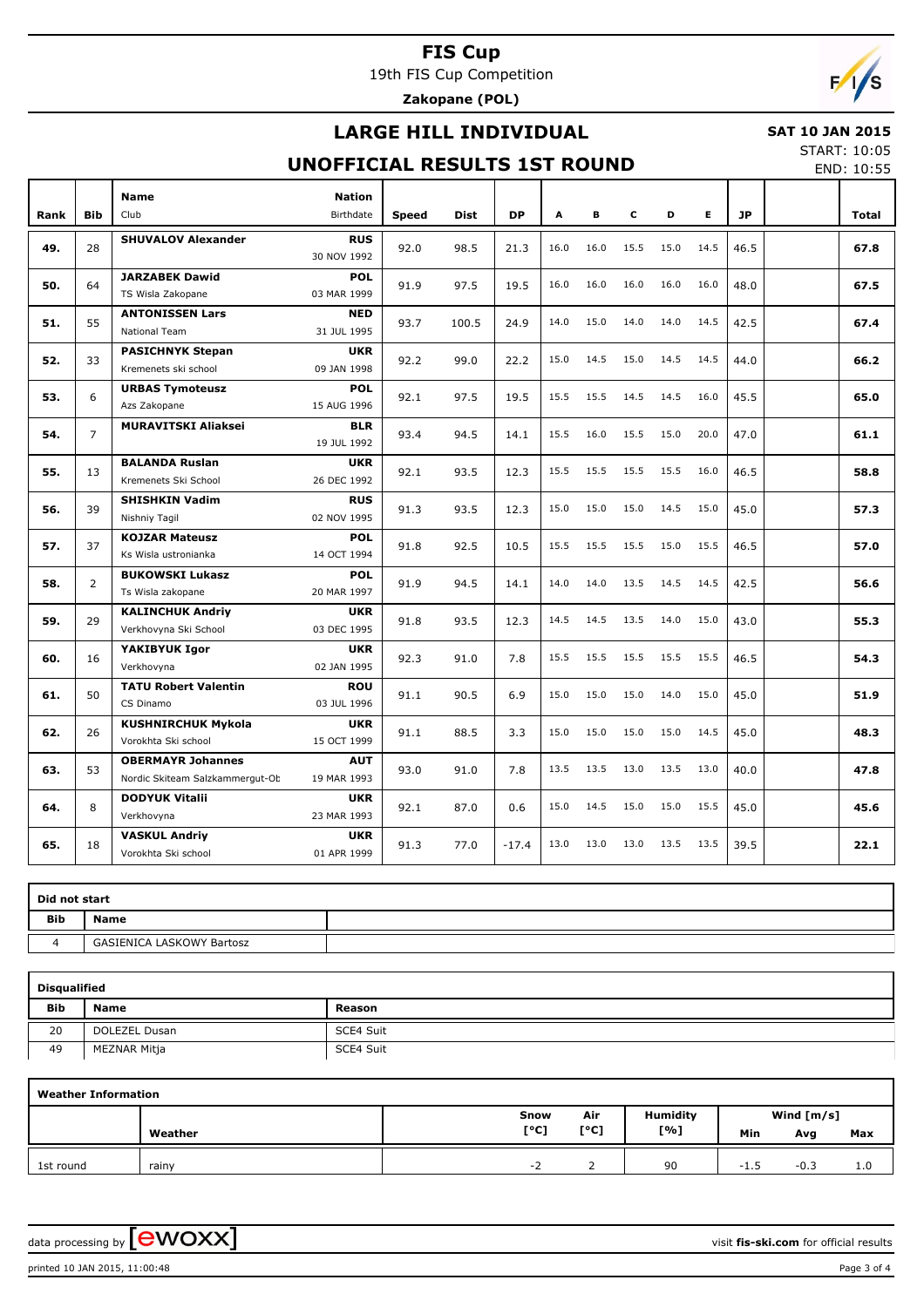# FIS Cup

19th FIS Cup Competition

**Zakopane (POL)**

## LARGE HILL INDIVIDUAL

**SAT 10 JAN 2015**

START: 10:05
END: 10:55

## UNOFFICIAL RESULTS 1ST ROUND

| Rank | Bib | Name / Club | Nation / Birthdate | Speed | Dist | DP | A | B | C | D | E | JP | | Total |
|---|---|---|---|---|---|---|---|---|---|---|---|---|---|---|
| 49. | 28 | **SHUVALOV Alexander** | **RUS** 30 NOV 1992 | 92.0 | 98.5 | 21.3 | 16.0 | 16.0 | 15.5 | 15.0 | 14.5 | 46.5 | | **67.8** |
| 50. | 64 | **JARZABEK Dawid** TS Wisla Zakopane | **POL** 03 MAR 1999 | 91.9 | 97.5 | 19.5 | 16.0 | 16.0 | 16.0 | 16.0 | 16.0 | 48.0 | | **67.5** |
| 51. | 55 | **ANTONISSEN Lars** National Team | **NED** 31 JUL 1995 | 93.7 | 100.5 | 24.9 | 14.0 | 15.0 | 14.0 | 14.0 | 14.5 | 42.5 | | **67.4** |
| 52. | 33 | **PASICHNYK Stepan** Kremenets ski school | **UKR** 09 JAN 1998 | 92.2 | 99.0 | 22.2 | 15.0 | 14.5 | 15.0 | 14.5 | 14.5 | 44.0 | | **66.2** |
| 53. | 6 | **URBAS Tymoteusz** Azs Zakopane | **POL** 15 AUG 1996 | 92.1 | 97.5 | 19.5 | 15.5 | 15.5 | 14.5 | 14.5 | 16.0 | 45.5 | | **65.0** |
| 54. | 7 | **MURAVITSKI Aliaksei** | **BLR** 19 JUL 1992 | 93.4 | 94.5 | 14.1 | 15.5 | 16.0 | 15.5 | 15.0 | 20.0 | 47.0 | | **61.1** |
| 55. | 13 | **BALANDA Ruslan** Kremenets Ski School | **UKR** 26 DEC 1992 | 92.1 | 93.5 | 12.3 | 15.5 | 15.5 | 15.5 | 15.5 | 16.0 | 46.5 | | **58.8** |
| 56. | 39 | **SHISHKIN Vadim** Nishniy Tagil | **RUS** 02 NOV 1995 | 91.3 | 93.5 | 12.3 | 15.0 | 15.0 | 15.0 | 14.5 | 15.0 | 45.0 | | **57.3** |
| 57. | 37 | **KOJZAR Mateusz** Ks Wisla ustronianka | **POL** 14 OCT 1994 | 91.8 | 92.5 | 10.5 | 15.5 | 15.5 | 15.5 | 15.0 | 15.5 | 46.5 | | **57.0** |
| 58. | 2 | **BUKOWSKI Lukasz** Ts Wisla zakopane | **POL** 20 MAR 1997 | 91.9 | 94.5 | 14.1 | 14.0 | 14.0 | 13.5 | 14.5 | 14.5 | 42.5 | | **56.6** |
| 59. | 29 | **KALINCHUK Andriy** Verkhovyna Ski School | **UKR** 03 DEC 1995 | 91.8 | 93.5 | 12.3 | 14.5 | 14.5 | 13.5 | 14.0 | 15.0 | 43.0 | | **55.3** |
| 60. | 16 | **YAKIBYUK Igor** Verkhovyna | **UKR** 02 JAN 1995 | 92.3 | 91.0 | 7.8 | 15.5 | 15.5 | 15.5 | 15.5 | 15.5 | 46.5 | | **54.3** |
| 61. | 50 | **TATU Robert Valentin** CS Dinamo | **ROU** 03 JUL 1996 | 91.1 | 90.5 | 6.9 | 15.0 | 15.0 | 15.0 | 14.0 | 15.0 | 45.0 | | **51.9** |
| 62. | 26 | **KUSHNIRCHUK Mykola** Vorokhta Ski school | **UKR** 15 OCT 1999 | 91.1 | 88.5 | 3.3 | 15.0 | 15.0 | 15.0 | 15.0 | 14.5 | 45.0 | | **48.3** |
| 63. | 53 | **OBERMAYR Johannes** Nordic Skiteam Salzkammergut-Ob | **AUT** 19 MAR 1993 | 93.0 | 91.0 | 7.8 | 13.5 | 13.5 | 13.0 | 13.5 | 13.0 | 40.0 | | **47.8** |
| 64. | 8 | **DODYUK Vitalii** Verkhovyna | **UKR** 23 MAR 1993 | 92.1 | 87.0 | 0.6 | 15.0 | 14.5 | 15.0 | 15.0 | 15.5 | 45.0 | | **45.6** |
| 65. | 18 | **VASKUL Andriy** Vorokhta Ski school | **UKR** 01 APR 1999 | 91.3 | 77.0 | -17.4 | 13.0 | 13.0 | 13.0 | 13.5 | 13.5 | 39.5 | | **22.1** |

**Did not start**

| Bib | Name |
|---|---|
| 4 | GASIENICA LASKOWY Bartosz |

**Disqualified**

| Bib | Name | Reason |
|---|---|---|
| 20 | DOLEZEL Dusan | SCE4 Suit |
| 49 | MEZNAR Mitja | SCE4 Suit |

**Weather Information**

| | Weather | Snow [°C] | Air [°C] | Humidity [%] | Wind [m/s] Min | Avg | Max |
|---|---|---|---|---|---|---|---|
| 1st round | rainy | -2 | 2 | 90 | -1.5 | -0.3 | 1.0 |

data processing by ewoxx — visit **fis-ski.com** for official results

printed 10 JAN 2015, 11:00:48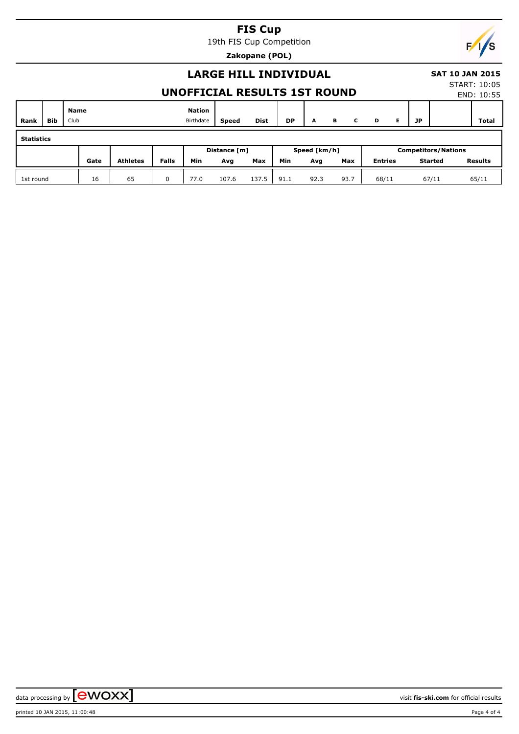# FIS Cup

19th FIS Cup Competition

**Zakopane (POL)**

## LARGE HILL INDIVIDUAL

**SAT 10 JAN 2015**

START: 10:05

END: 10:55

## UNOFFICIAL RESULTS 1ST ROUND

| Rank | Bib | Name<br>Club | Nation<br>Birthdate | Speed | Dist | DP | A | B | C | D | E | JP | | Total |
|---|---|---|---|---|---|---|---|---|---|---|---|---|---|---|

**Statistics**

| | Gate | Athletes | Falls | Distance [m] | | | Speed [km/h] | | | Competitors/Nations | | |
|---|---|---|---|---|---|---|---|---|---|---|---|---|
| | | | | Min | Avg | Max | Min | Avg | Max | Entries | Started | Results |
| 1st round | 16 | 65 | 0 | 77.0 | 107.6 | 137.5 | 91.1 | 92.3 | 93.7 | 68/11 | 67/11 | 65/11 |

data processing by [ewoxx]

visit **fis-ski.com** for official results

printed 10 JAN 2015, 11:00:48